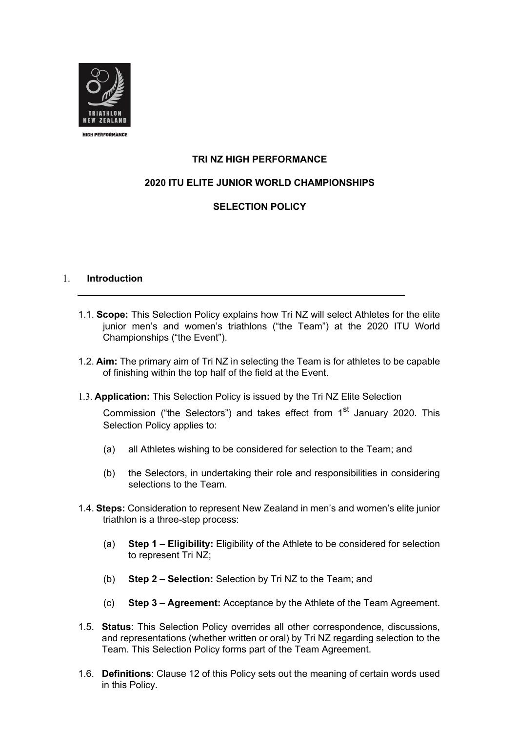**TRI NZ HIGH PERFORMANCE**

**2020 ITU ELITE JUNIOR WORLD CHAMPIONSHIPS**

**SELECTION POLICY**

## 1. Introduction

1.1. **Scope:** This Selection Policy explains how Tri NZ will select Athletes for the elite junior men's and women's triathlons ("the Team") at the 2020 ITU World Championships ("the Event").

1.2. **Aim:** The primary aim of Tri NZ in selecting the Team is for athletes to be capable of finishing within the top half of the field at the Event.

1.3. **Application:** This Selection Policy is issued by the Tri NZ Elite Selection Commission ("the Selectors") and takes effect from 1st January 2020. This Selection Policy applies to:

(a) all Athletes wishing to be considered for selection to the Team; and

(b) the Selectors, in undertaking their role and responsibilities in considering selections to the Team.

1.4. **Steps:** Consideration to represent New Zealand in men's and women's elite junior triathlon is a three-step process:

(a) **Step 1 – Eligibility:** Eligibility of the Athlete to be considered for selection to represent Tri NZ;

(b) **Step 2 – Selection:** Selection by Tri NZ to the Team; and

(c) **Step 3 – Agreement:** Acceptance by the Athlete of the Team Agreement.

1.5. **Status**: This Selection Policy overrides all other correspondence, discussions, and representations (whether written or oral) by Tri NZ regarding selection to the Team. This Selection Policy forms part of the Team Agreement.

1.6. **Definitions**: Clause 12 of this Policy sets out the meaning of certain words used in this Policy.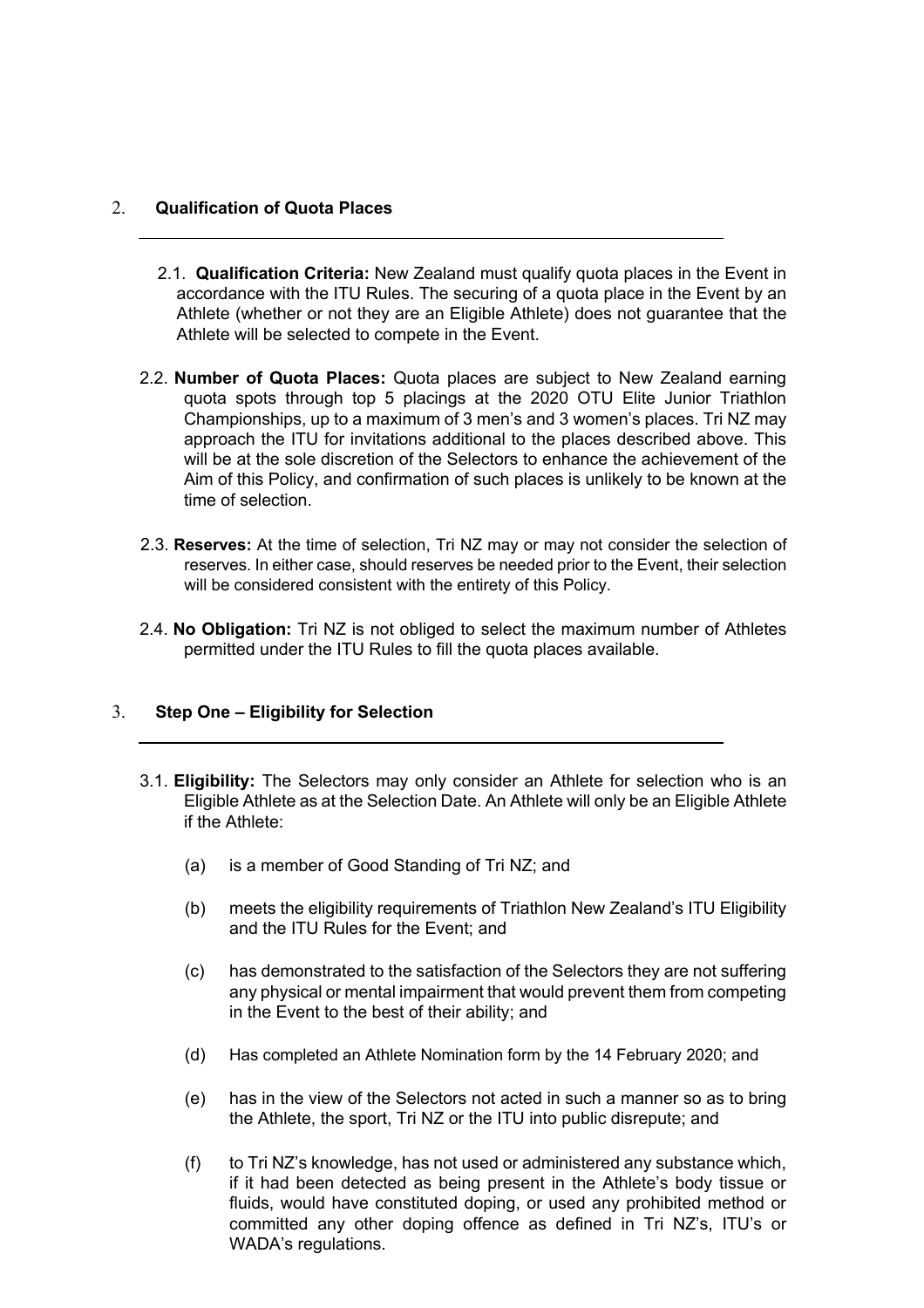## 2. Qualification of Quota Places

2.1. **Qualification Criteria:** New Zealand must qualify quota places in the Event in accordance with the ITU Rules. The securing of a quota place in the Event by an Athlete (whether or not they are an Eligible Athlete) does not guarantee that the Athlete will be selected to compete in the Event.

2.2. **Number of Quota Places:** Quota places are subject to New Zealand earning quota spots through top 5 placings at the 2020 OTU Elite Junior Triathlon Championships, up to a maximum of 3 men's and 3 women's places. Tri NZ may approach the ITU for invitations additional to the places described above. This will be at the sole discretion of the Selectors to enhance the achievement of the Aim of this Policy, and confirmation of such places is unlikely to be known at the time of selection.

2.3. **Reserves:** At the time of selection, Tri NZ may or may not consider the selection of reserves. In either case, should reserves be needed prior to the Event, their selection will be considered consistent with the entirety of this Policy.

2.4. **No Obligation:** Tri NZ is not obliged to select the maximum number of Athletes permitted under the ITU Rules to fill the quota places available.

## 3. Step One – Eligibility for Selection

3.1. **Eligibility:** The Selectors may only consider an Athlete for selection who is an Eligible Athlete as at the Selection Date. An Athlete will only be an Eligible Athlete if the Athlete:

(a) is a member of Good Standing of Tri NZ; and

(b) meets the eligibility requirements of Triathlon New Zealand's ITU Eligibility and the ITU Rules for the Event; and

(c) has demonstrated to the satisfaction of the Selectors they are not suffering any physical or mental impairment that would prevent them from competing in the Event to the best of their ability; and

(d) Has completed an Athlete Nomination form by the 14 February 2020; and

(e) has in the view of the Selectors not acted in such a manner so as to bring the Athlete, the sport, Tri NZ or the ITU into public disrepute; and

(f) to Tri NZ's knowledge, has not used or administered any substance which, if it had been detected as being present in the Athlete's body tissue or fluids, would have constituted doping, or used any prohibited method or committed any other doping offence as defined in Tri NZ's, ITU's or WADA's regulations.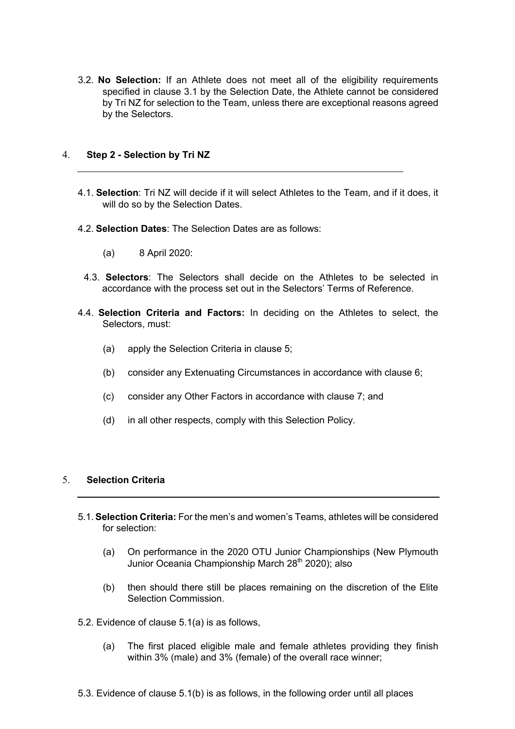3.2. **No Selection:** If an Athlete does not meet all of the eligibility requirements specified in clause 3.1 by the Selection Date, the Athlete cannot be considered by Tri NZ for selection to the Team, unless there are exceptional reasons agreed by the Selectors.

## 4. Step 2 - Selection by Tri NZ

4.1. **Selection**: Tri NZ will decide if it will select Athletes to the Team, and if it does, it will do so by the Selection Dates.

4.2. **Selection Dates**: The Selection Dates are as follows:

(a) 8 April 2020:

4.3. **Selectors**: The Selectors shall decide on the Athletes to be selected in accordance with the process set out in the Selectors' Terms of Reference.

4.4. **Selection Criteria and Factors:** In deciding on the Athletes to select, the Selectors, must:

(a) apply the Selection Criteria in clause 5;

(b) consider any Extenuating Circumstances in accordance with clause 6;

(c) consider any Other Factors in accordance with clause 7; and

(d) in all other respects, comply with this Selection Policy.

## 5. Selection Criteria

5.1. **Selection Criteria:** For the men's and women's Teams, athletes will be considered for selection:

(a) On performance in the 2020 OTU Junior Championships (New Plymouth Junior Oceania Championship March 28th 2020); also

(b) then should there still be places remaining on the discretion of the Elite Selection Commission.

5.2. Evidence of clause 5.1(a) is as follows,

(a) The first placed eligible male and female athletes providing they finish within 3% (male) and 3% (female) of the overall race winner;

5.3. Evidence of clause 5.1(b) is as follows, in the following order until all places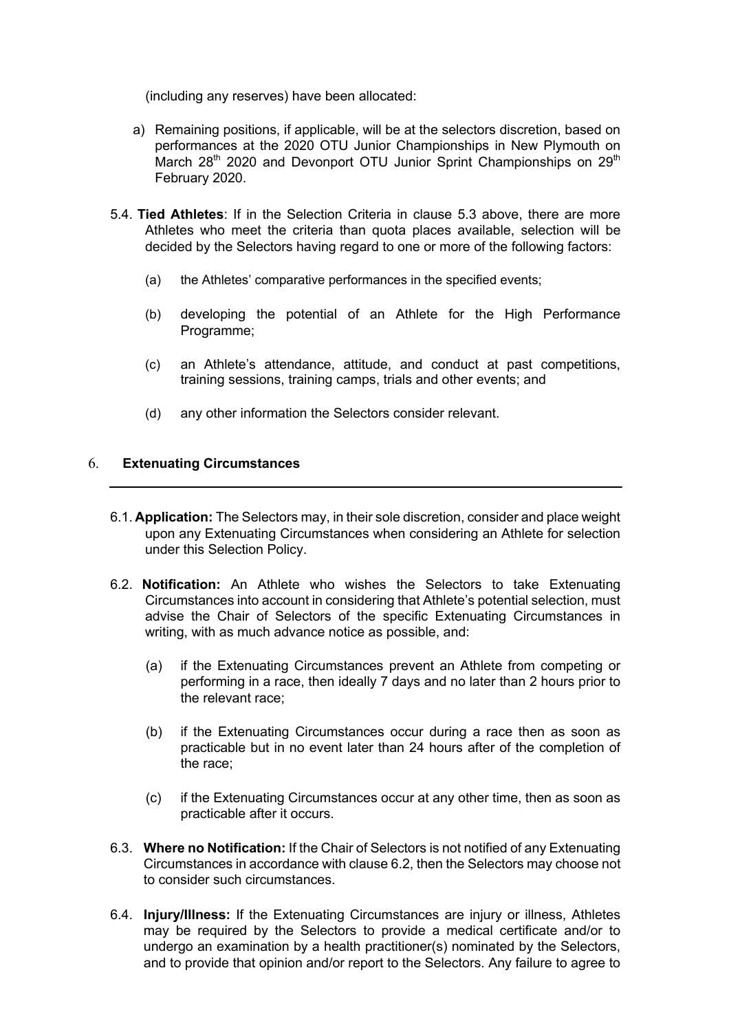(including any reserves) have been allocated:

a) Remaining positions, if applicable, will be at the selectors discretion, based on performances at the 2020 OTU Junior Championships in New Plymouth on March 28th 2020 and Devonport OTU Junior Sprint Championships on 29th February 2020.

5.4. **Tied Athletes**: If in the Selection Criteria in clause 5.3 above, there are more Athletes who meet the criteria than quota places available, selection will be decided by the Selectors having regard to one or more of the following factors:

(a) the Athletes' comparative performances in the specified events;

(b) developing the potential of an Athlete for the High Performance Programme;

(c) an Athlete's attendance, attitude, and conduct at past competitions, training sessions, training camps, trials and other events; and

(d) any other information the Selectors consider relevant.

## 6. Extenuating Circumstances

6.1. **Application:** The Selectors may, in their sole discretion, consider and place weight upon any Extenuating Circumstances when considering an Athlete for selection under this Selection Policy.

6.2. **Notification:** An Athlete who wishes the Selectors to take Extenuating Circumstances into account in considering that Athlete's potential selection, must advise the Chair of Selectors of the specific Extenuating Circumstances in writing, with as much advance notice as possible, and:

(a) if the Extenuating Circumstances prevent an Athlete from competing or performing in a race, then ideally 7 days and no later than 2 hours prior to the relevant race;

(b) if the Extenuating Circumstances occur during a race then as soon as practicable but in no event later than 24 hours after of the completion of the race;

(c) if the Extenuating Circumstances occur at any other time, then as soon as practicable after it occurs.

6.3. **Where no Notification:** If the Chair of Selectors is not notified of any Extenuating Circumstances in accordance with clause 6.2, then the Selectors may choose not to consider such circumstances.

6.4. **Injury/Illness:** If the Extenuating Circumstances are injury or illness, Athletes may be required by the Selectors to provide a medical certificate and/or to undergo an examination by a health practitioner(s) nominated by the Selectors, and to provide that opinion and/or report to the Selectors. Any failure to agree to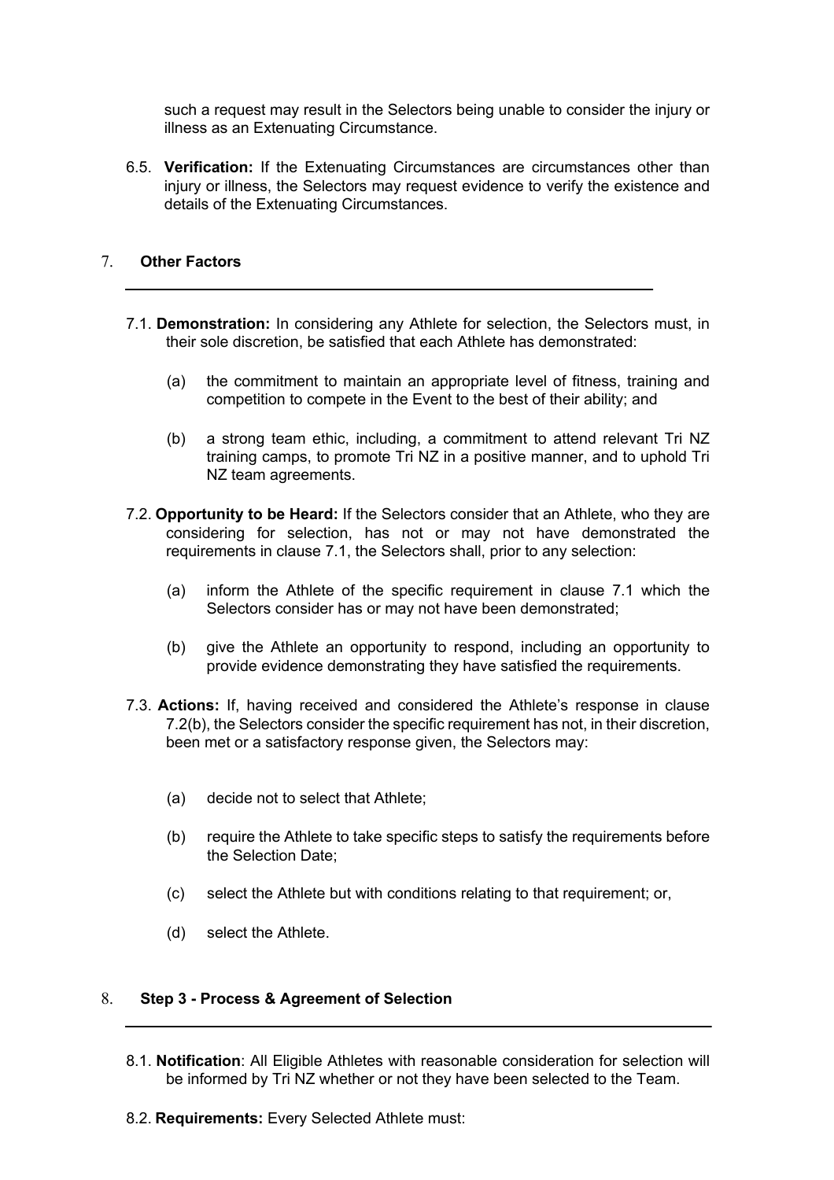such a request may result in the Selectors being unable to consider the injury or illness as an Extenuating Circumstance.

6.5. **Verification:** If the Extenuating Circumstances are circumstances other than injury or illness, the Selectors may request evidence to verify the existence and details of the Extenuating Circumstances.

## 7. Other Factors

7.1. **Demonstration:** In considering any Athlete for selection, the Selectors must, in their sole discretion, be satisfied that each Athlete has demonstrated:

(a) the commitment to maintain an appropriate level of fitness, training and competition to compete in the Event to the best of their ability; and

(b) a strong team ethic, including, a commitment to attend relevant Tri NZ training camps, to promote Tri NZ in a positive manner, and to uphold Tri NZ team agreements.

7.2. **Opportunity to be Heard:** If the Selectors consider that an Athlete, who they are considering for selection, has not or may not have demonstrated the requirements in clause 7.1, the Selectors shall, prior to any selection:

(a) inform the Athlete of the specific requirement in clause 7.1 which the Selectors consider has or may not have been demonstrated;

(b) give the Athlete an opportunity to respond, including an opportunity to provide evidence demonstrating they have satisfied the requirements.

7.3. **Actions:** If, having received and considered the Athlete's response in clause 7.2(b), the Selectors consider the specific requirement has not, in their discretion, been met or a satisfactory response given, the Selectors may:

(a) decide not to select that Athlete;

(b) require the Athlete to take specific steps to satisfy the requirements before the Selection Date;

(c) select the Athlete but with conditions relating to that requirement; or,

(d) select the Athlete.

## 8. Step 3 - Process & Agreement of Selection

8.1. **Notification**: All Eligible Athletes with reasonable consideration for selection will be informed by Tri NZ whether or not they have been selected to the Team.

8.2. **Requirements:** Every Selected Athlete must: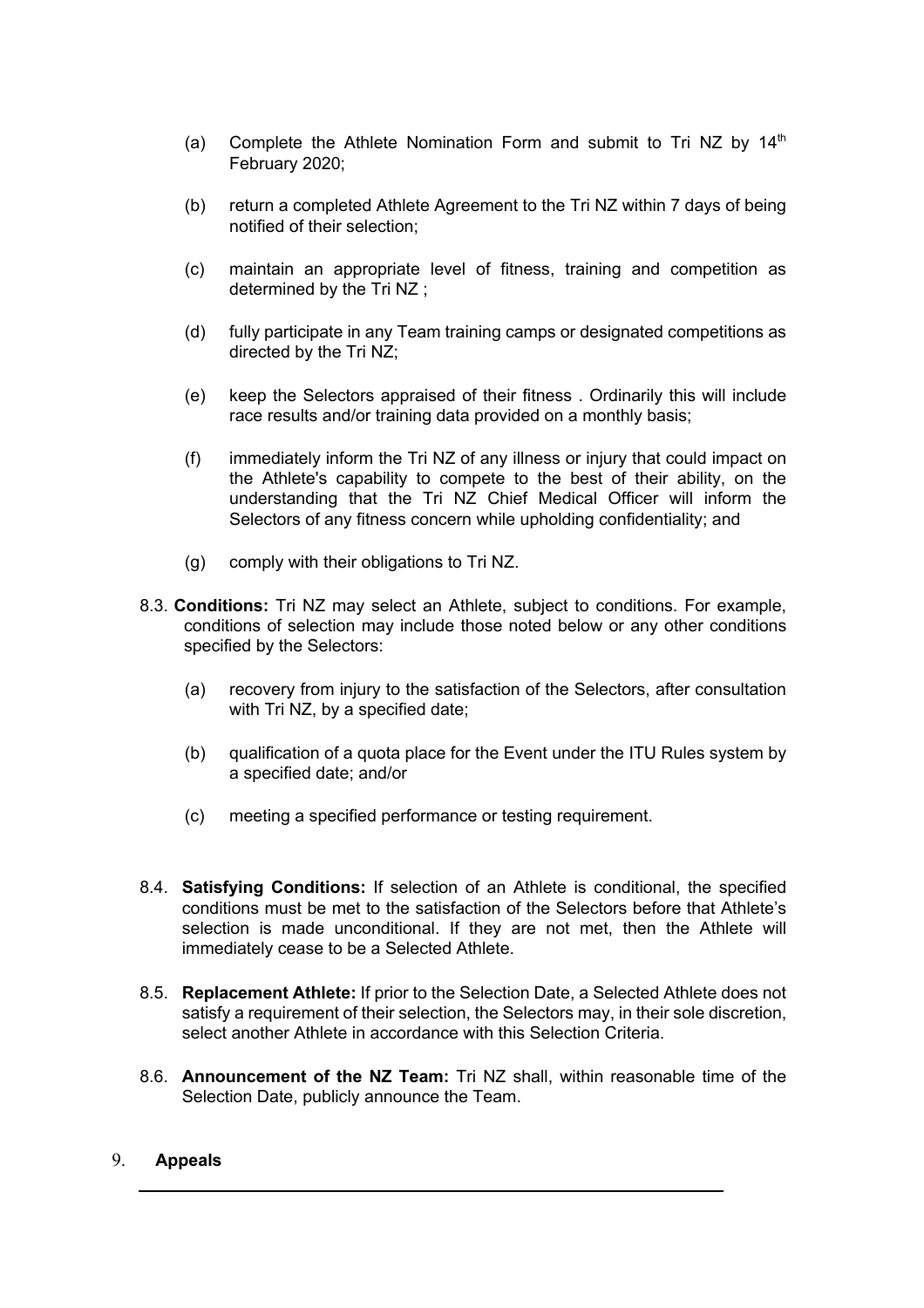(a) Complete the Athlete Nomination Form and submit to Tri NZ by 14th February 2020;

(b) return a completed Athlete Agreement to the Tri NZ within 7 days of being notified of their selection;

(c) maintain an appropriate level of fitness, training and competition as determined by the Tri NZ ;

(d) fully participate in any Team training camps or designated competitions as directed by the Tri NZ;

(e) keep the Selectors appraised of their fitness . Ordinarily this will include race results and/or training data provided on a monthly basis;

(f) immediately inform the Tri NZ of any illness or injury that could impact on the Athlete's capability to compete to the best of their ability, on the understanding that the Tri NZ Chief Medical Officer will inform the Selectors of any fitness concern while upholding confidentiality; and

(g) comply with their obligations to Tri NZ.

8.3. **Conditions:** Tri NZ may select an Athlete, subject to conditions. For example, conditions of selection may include those noted below or any other conditions specified by the Selectors:

(a) recovery from injury to the satisfaction of the Selectors, after consultation with Tri NZ, by a specified date;

(b) qualification of a quota place for the Event under the ITU Rules system by a specified date; and/or

(c) meeting a specified performance or testing requirement.

8.4. **Satisfying Conditions:** If selection of an Athlete is conditional, the specified conditions must be met to the satisfaction of the Selectors before that Athlete's selection is made unconditional. If they are not met, then the Athlete will immediately cease to be a Selected Athlete.

8.5. **Replacement Athlete:** If prior to the Selection Date, a Selected Athlete does not satisfy a requirement of their selection, the Selectors may, in their sole discretion, select another Athlete in accordance with this Selection Criteria.

8.6. **Announcement of the NZ Team:** Tri NZ shall, within reasonable time of the Selection Date, publicly announce the Team.

## 9. Appeals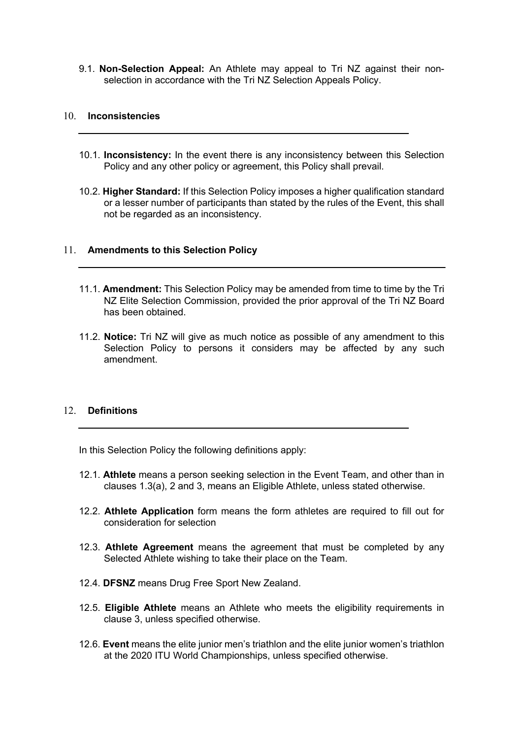9.1. **Non-Selection Appeal:** An Athlete may appeal to Tri NZ against their non-selection in accordance with the Tri NZ Selection Appeals Policy.

## 10. Inconsistencies

10.1. **Inconsistency:** In the event there is any inconsistency between this Selection Policy and any other policy or agreement, this Policy shall prevail.

10.2. **Higher Standard:** If this Selection Policy imposes a higher qualification standard or a lesser number of participants than stated by the rules of the Event, this shall not be regarded as an inconsistency.

## 11. Amendments to this Selection Policy

11.1. **Amendment:** This Selection Policy may be amended from time to time by the Tri NZ Elite Selection Commission, provided the prior approval of the Tri NZ Board has been obtained.

11.2. **Notice:** Tri NZ will give as much notice as possible of any amendment to this Selection Policy to persons it considers may be affected by any such amendment.

## 12. Definitions

In this Selection Policy the following definitions apply:

12.1. **Athlete** means a person seeking selection in the Event Team, and other than in clauses 1.3(a), 2 and 3, means an Eligible Athlete, unless stated otherwise.

12.2. **Athlete Application** form means the form athletes are required to fill out for consideration for selection

12.3. **Athlete Agreement** means the agreement that must be completed by any Selected Athlete wishing to take their place on the Team.

12.4. **DFSNZ** means Drug Free Sport New Zealand.

12.5. **Eligible Athlete** means an Athlete who meets the eligibility requirements in clause 3, unless specified otherwise.

12.6. **Event** means the elite junior men's triathlon and the elite junior women's triathlon at the 2020 ITU World Championships, unless specified otherwise.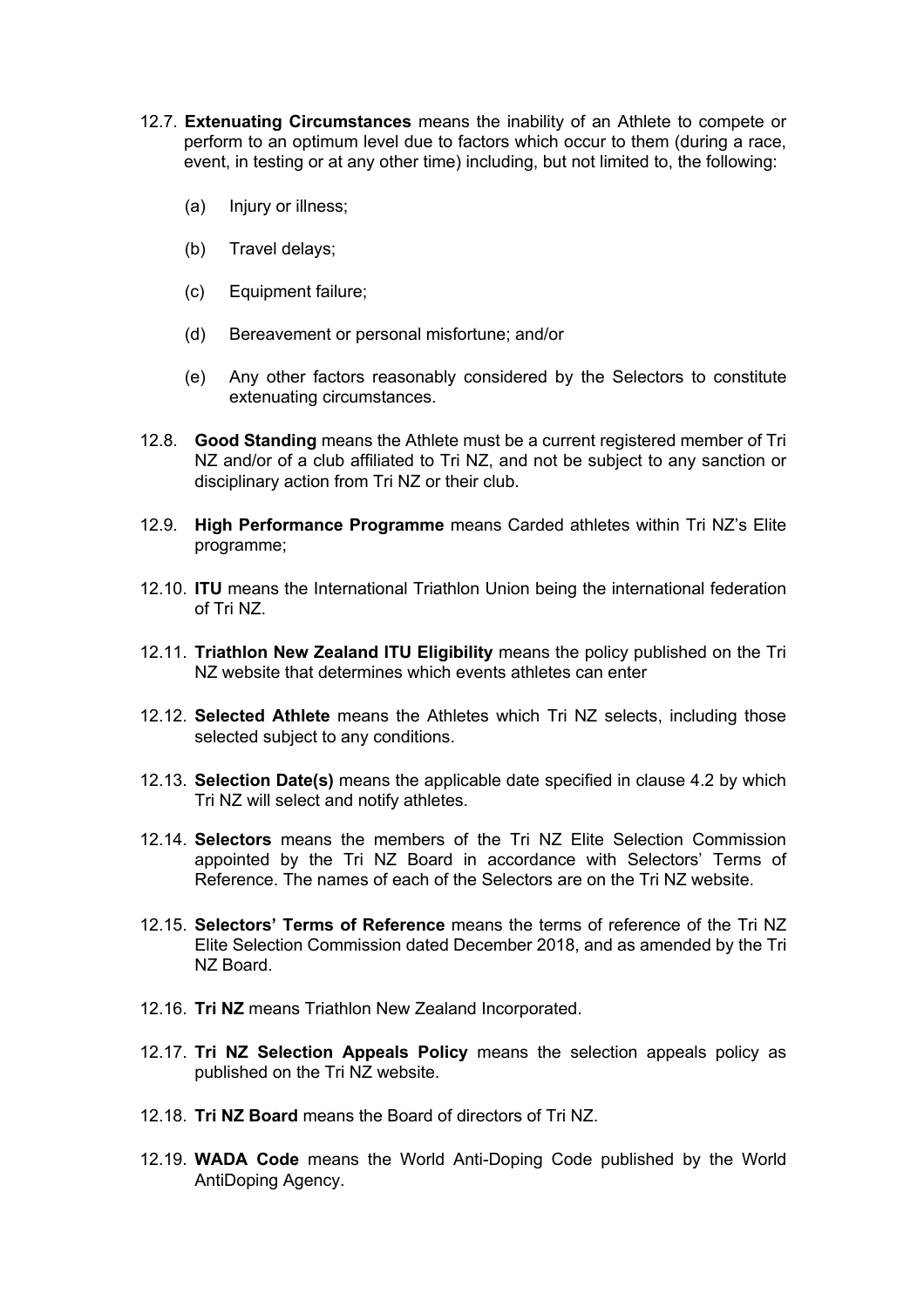12.7. **Extenuating Circumstances** means the inability of an Athlete to compete or perform to an optimum level due to factors which occur to them (during a race, event, in testing or at any other time) including, but not limited to, the following:

(a) Injury or illness;

(b) Travel delays;

(c) Equipment failure;

(d) Bereavement or personal misfortune; and/or

(e) Any other factors reasonably considered by the Selectors to constitute extenuating circumstances.

12.8. **Good Standing** means the Athlete must be a current registered member of Tri NZ and/or of a club affiliated to Tri NZ, and not be subject to any sanction or disciplinary action from Tri NZ or their club.

12.9. **High Performance Programme** means Carded athletes within Tri NZ's Elite programme;

12.10. **ITU** means the International Triathlon Union being the international federation of Tri NZ.

12.11. **Triathlon New Zealand ITU Eligibility** means the policy published on the Tri NZ website that determines which events athletes can enter

12.12. **Selected Athlete** means the Athletes which Tri NZ selects, including those selected subject to any conditions.

12.13. **Selection Date(s)** means the applicable date specified in clause 4.2 by which Tri NZ will select and notify athletes.

12.14. **Selectors** means the members of the Tri NZ Elite Selection Commission appointed by the Tri NZ Board in accordance with Selectors' Terms of Reference. The names of each of the Selectors are on the Tri NZ website.

12.15. **Selectors' Terms of Reference** means the terms of reference of the Tri NZ Elite Selection Commission dated December 2018, and as amended by the Tri NZ Board.

12.16. **Tri NZ** means Triathlon New Zealand Incorporated.

12.17. **Tri NZ Selection Appeals Policy** means the selection appeals policy as published on the Tri NZ website.

12.18. **Tri NZ Board** means the Board of directors of Tri NZ.

12.19. **WADA Code** means the World Anti-Doping Code published by the World AntiDoping Agency.